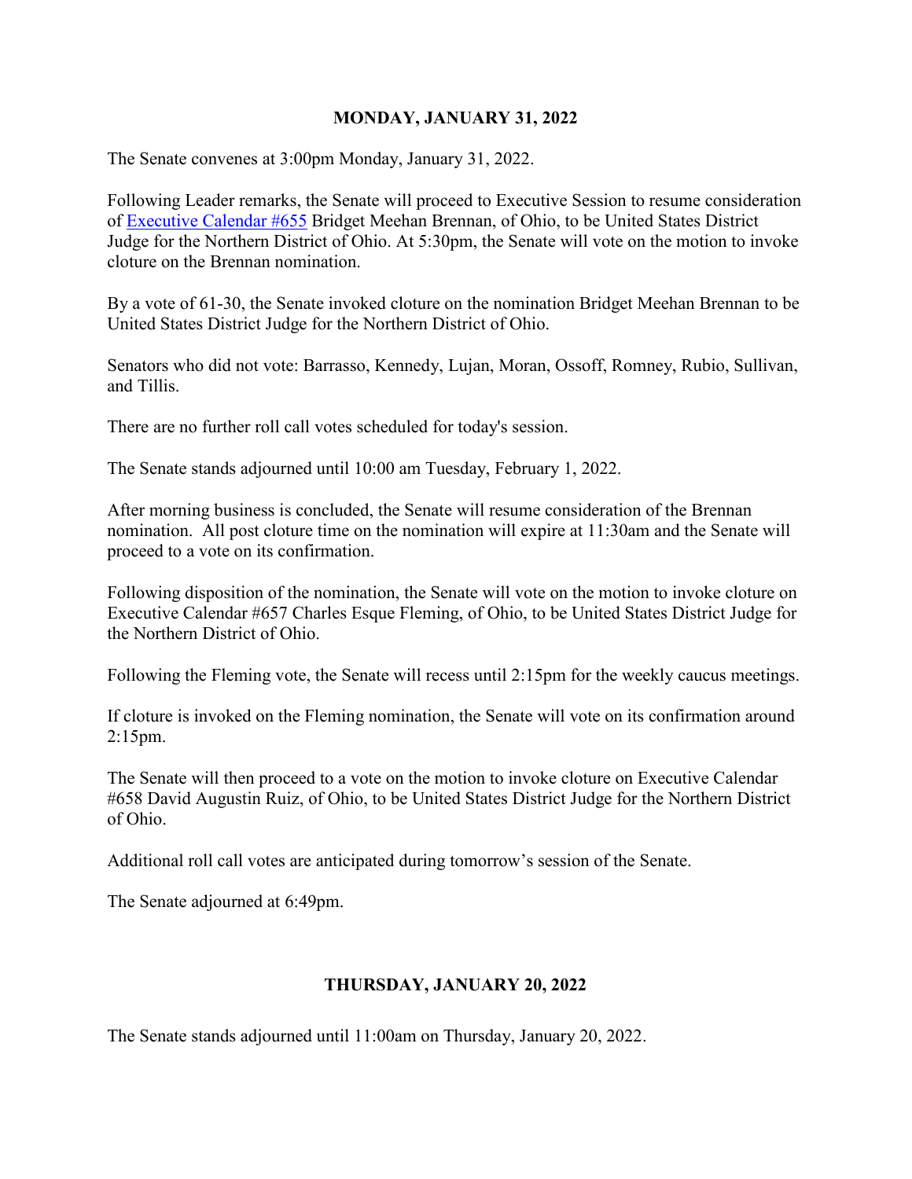## MONDAY, JANUARY 31, 2022

The Senate convenes at 3:00pm Monday, January 31, 2022.

Following Leader remarks, the Senate will proceed to Executive Session to resume consideration of Executive Calendar #655 Bridget Meehan Brennan, of Ohio, to be United States District Judge for the Northern District of Ohio. At 5:30pm, the Senate will vote on the motion to invoke cloture on the Brennan nomination.

By a vote of 61-30, the Senate invoked cloture on the nomination Bridget Meehan Brennan to be United States District Judge for the Northern District of Ohio.

Senators who did not vote: Barrasso, Kennedy, Lujan, Moran, Ossoff, Romney, Rubio, Sullivan, and Tillis.

There are no further roll call votes scheduled for today's session.

The Senate stands adjourned until 10:00 am Tuesday, February 1, 2022.

After morning business is concluded, the Senate will resume consideration of the Brennan nomination. All post cloture time on the nomination will expire at 11:30am and the Senate will proceed to a vote on its confirmation.

Following disposition of the nomination, the Senate will vote on the motion to invoke cloture on Executive Calendar #657 Charles Esque Fleming, of Ohio, to be United States District Judge for the Northern District of Ohio.

Following the Fleming vote, the Senate will recess until 2:15pm for the weekly caucus meetings.

If cloture is invoked on the Fleming nomination, the Senate will vote on its confirmation around 2:15pm.

The Senate will then proceed to a vote on the motion to invoke cloture on Executive Calendar #658 David Augustin Ruiz, of Ohio, to be United States District Judge for the Northern District of Ohio.

Additional roll call votes are anticipated during tomorrow's session of the Senate.

The Senate adjourned at 6:49pm.

## THURSDAY, JANUARY 20, 2022

The Senate stands adjourned until 11:00am on Thursday, January 20, 2022.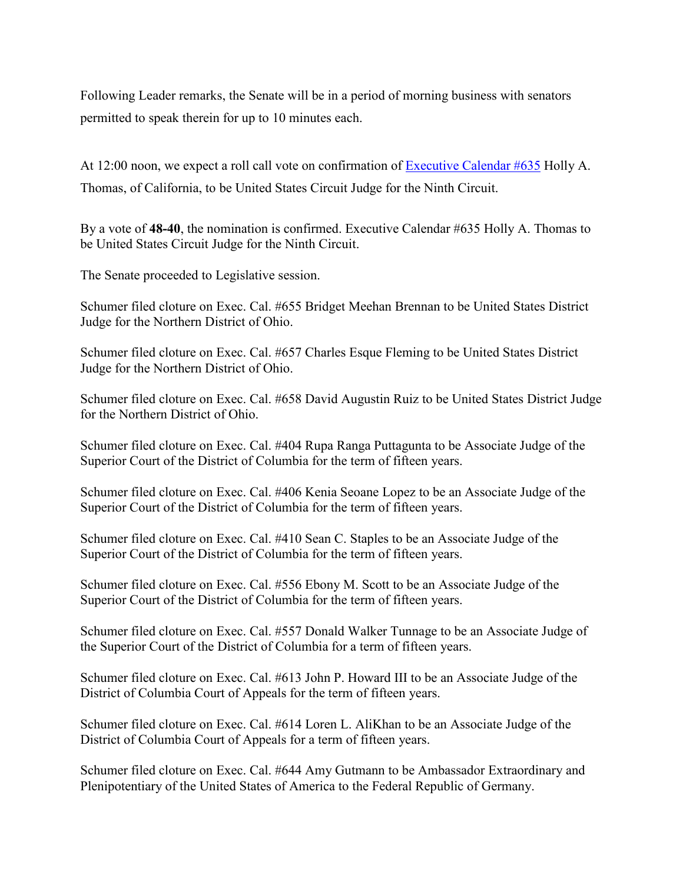Following Leader remarks, the Senate will be in a period of morning business with senators permitted to speak therein for up to 10 minutes each.

At 12:00 noon, we expect a roll call vote on confirmation of Executive Calendar #635 Holly A. Thomas, of California, to be United States Circuit Judge for the Ninth Circuit.

By a vote of **48-40**, the nomination is confirmed. Executive Calendar #635 Holly A. Thomas to be United States Circuit Judge for the Ninth Circuit.

The Senate proceeded to Legislative session.

Schumer filed cloture on Exec. Cal. #655 Bridget Meehan Brennan to be United States District Judge for the Northern District of Ohio.

Schumer filed cloture on Exec. Cal. #657 Charles Esque Fleming to be United States District Judge for the Northern District of Ohio.

Schumer filed cloture on Exec. Cal. #658 David Augustin Ruiz to be United States District Judge for the Northern District of Ohio.

Schumer filed cloture on Exec. Cal. #404 Rupa Ranga Puttagunta to be Associate Judge of the Superior Court of the District of Columbia for the term of fifteen years.

Schumer filed cloture on Exec. Cal. #406 Kenia Seoane Lopez to be an Associate Judge of the Superior Court of the District of Columbia for the term of fifteen years.

Schumer filed cloture on Exec. Cal. #410 Sean C. Staples to be an Associate Judge of the Superior Court of the District of Columbia for the term of fifteen years.

Schumer filed cloture on Exec. Cal. #556 Ebony M. Scott to be an Associate Judge of the Superior Court of the District of Columbia for the term of fifteen years.

Schumer filed cloture on Exec. Cal. #557 Donald Walker Tunnage to be an Associate Judge of the Superior Court of the District of Columbia for a term of fifteen years.

Schumer filed cloture on Exec. Cal. #613 John P. Howard III to be an Associate Judge of the District of Columbia Court of Appeals for the term of fifteen years.

Schumer filed cloture on Exec. Cal. #614 Loren L. AliKhan to be an Associate Judge of the District of Columbia Court of Appeals for a term of fifteen years.

Schumer filed cloture on Exec. Cal. #644 Amy Gutmann to be Ambassador Extraordinary and Plenipotentiary of the United States of America to the Federal Republic of Germany.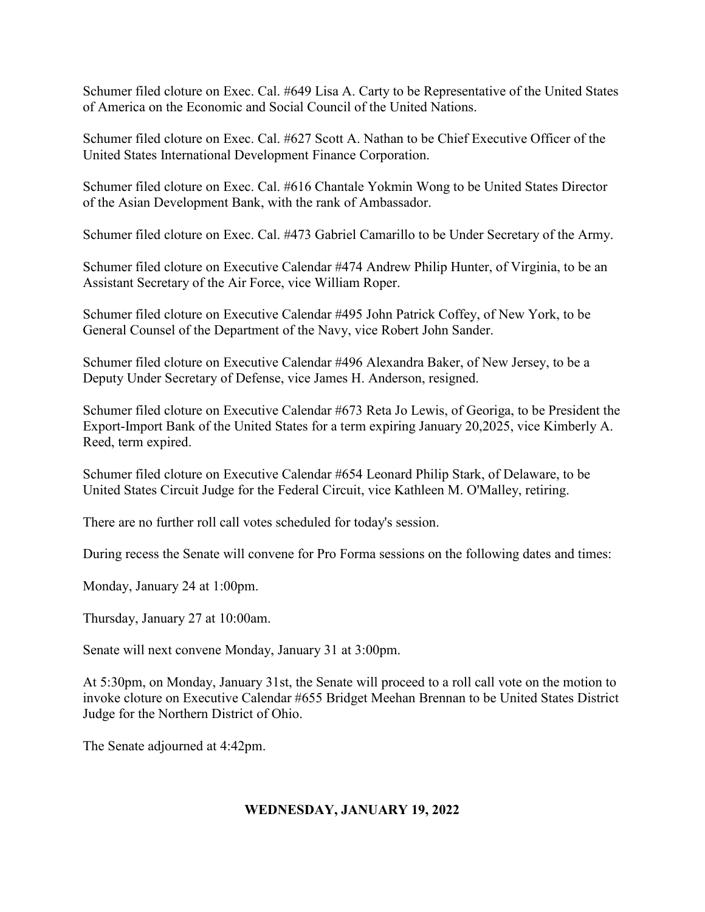Schumer filed cloture on Exec. Cal. #649 Lisa A. Carty to be Representative of the United States of America on the Economic and Social Council of the United Nations.

Schumer filed cloture on Exec. Cal. #627 Scott A. Nathan to be Chief Executive Officer of the United States International Development Finance Corporation.

Schumer filed cloture on Exec. Cal. #616 Chantale Yokmin Wong to be United States Director of the Asian Development Bank, with the rank of Ambassador.

Schumer filed cloture on Exec. Cal. #473 Gabriel Camarillo to be Under Secretary of the Army.

Schumer filed cloture on Executive Calendar #474 Andrew Philip Hunter, of Virginia, to be an Assistant Secretary of the Air Force, vice William Roper.

Schumer filed cloture on Executive Calendar #495 John Patrick Coffey, of New York, to be General Counsel of the Department of the Navy, vice Robert John Sander.

Schumer filed cloture on Executive Calendar #496 Alexandra Baker, of New Jersey, to be a Deputy Under Secretary of Defense, vice James H. Anderson, resigned.

Schumer filed cloture on Executive Calendar #673 Reta Jo Lewis, of Georiga, to be President the Export-Import Bank of the United States for a term expiring January 20,2025, vice Kimberly A. Reed, term expired.

Schumer filed cloture on Executive Calendar #654 Leonard Philip Stark, of Delaware, to be United States Circuit Judge for the Federal Circuit, vice Kathleen M. O'Malley, retiring.

There are no further roll call votes scheduled for today's session.

During recess the Senate will convene for Pro Forma sessions on the following dates and times:

Monday, January 24 at 1:00pm.

Thursday, January 27 at 10:00am.

Senate will next convene Monday, January 31 at 3:00pm.

At 5:30pm, on Monday, January 31st, the Senate will proceed to a roll call vote on the motion to invoke cloture on Executive Calendar #655 Bridget Meehan Brennan to be United States District Judge for the Northern District of Ohio.

The Senate adjourned at 4:42pm.

## WEDNESDAY, JANUARY 19, 2022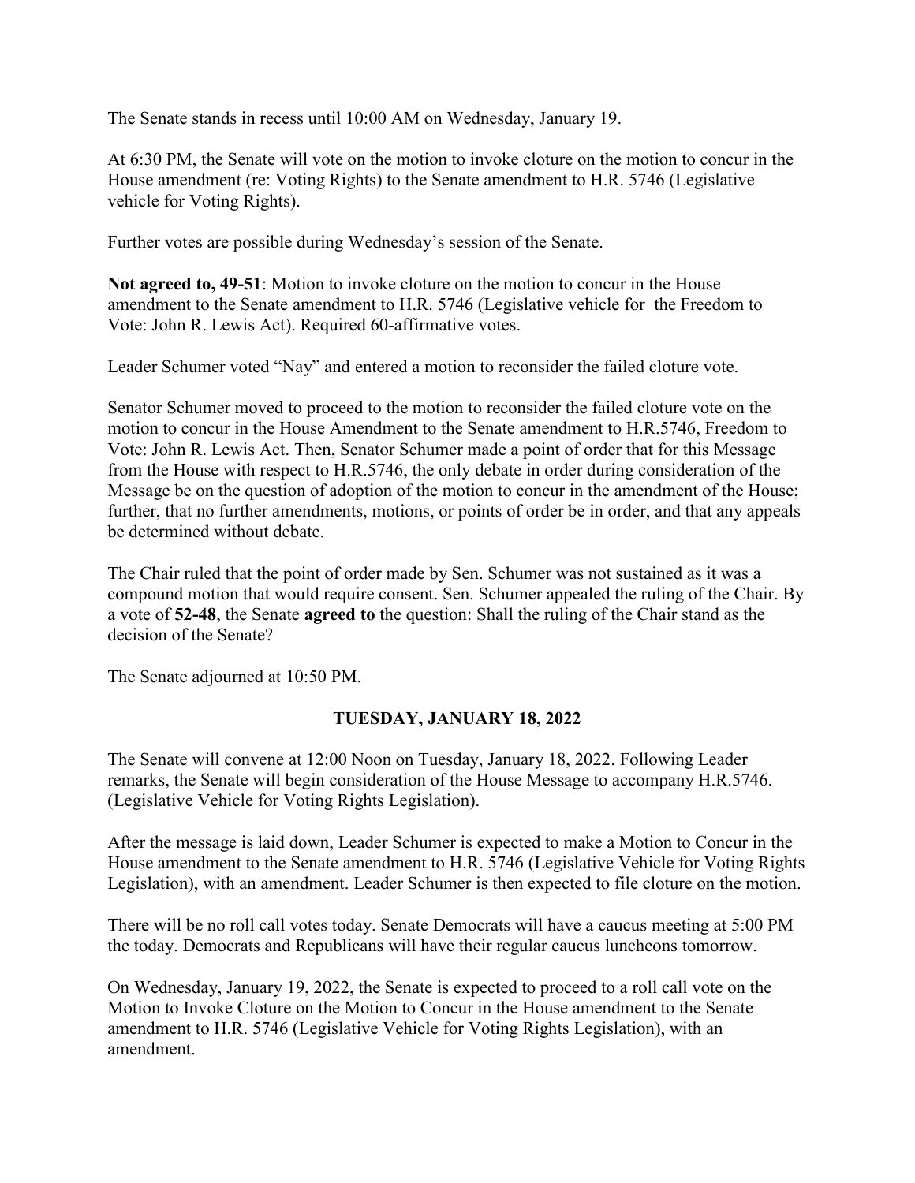The Senate stands in recess until 10:00 AM on Wednesday, January 19.

At 6:30 PM, the Senate will vote on the motion to invoke cloture on the motion to concur in the House amendment (re: Voting Rights) to the Senate amendment to H.R. 5746 (Legislative vehicle for Voting Rights).

Further votes are possible during Wednesday's session of the Senate.

**Not agreed to, 49-51**: Motion to invoke cloture on the motion to concur in the House amendment to the Senate amendment to H.R. 5746 (Legislative vehicle for  the Freedom to Vote: John R. Lewis Act). Required 60-affirmative votes.

Leader Schumer voted "Nay" and entered a motion to reconsider the failed cloture vote.

Senator Schumer moved to proceed to the motion to reconsider the failed cloture vote on the motion to concur in the House Amendment to the Senate amendment to H.R.5746, Freedom to Vote: John R. Lewis Act. Then, Senator Schumer made a point of order that for this Message from the House with respect to H.R.5746, the only debate in order during consideration of the Message be on the question of adoption of the motion to concur in the amendment of the House; further, that no further amendments, motions, or points of order be in order, and that any appeals be determined without debate.

The Chair ruled that the point of order made by Sen. Schumer was not sustained as it was a compound motion that would require consent. Sen. Schumer appealed the ruling of the Chair. By a vote of **52-48**, the Senate **agreed to** the question: Shall the ruling of the Chair stand as the decision of the Senate?

The Senate adjourned at 10:50 PM.

## TUESDAY, JANUARY 18, 2022

The Senate will convene at 12:00 Noon on Tuesday, January 18, 2022. Following Leader remarks, the Senate will begin consideration of the House Message to accompany H.R.5746. (Legislative Vehicle for Voting Rights Legislation).

After the message is laid down, Leader Schumer is expected to make a Motion to Concur in the House amendment to the Senate amendment to H.R. 5746 (Legislative Vehicle for Voting Rights Legislation), with an amendment. Leader Schumer is then expected to file cloture on the motion.

There will be no roll call votes today. Senate Democrats will have a caucus meeting at 5:00 PM the today. Democrats and Republicans will have their regular caucus luncheons tomorrow.

On Wednesday, January 19, 2022, the Senate is expected to proceed to a roll call vote on the Motion to Invoke Cloture on the Motion to Concur in the House amendment to the Senate amendment to H.R. 5746 (Legislative Vehicle for Voting Rights Legislation), with an amendment.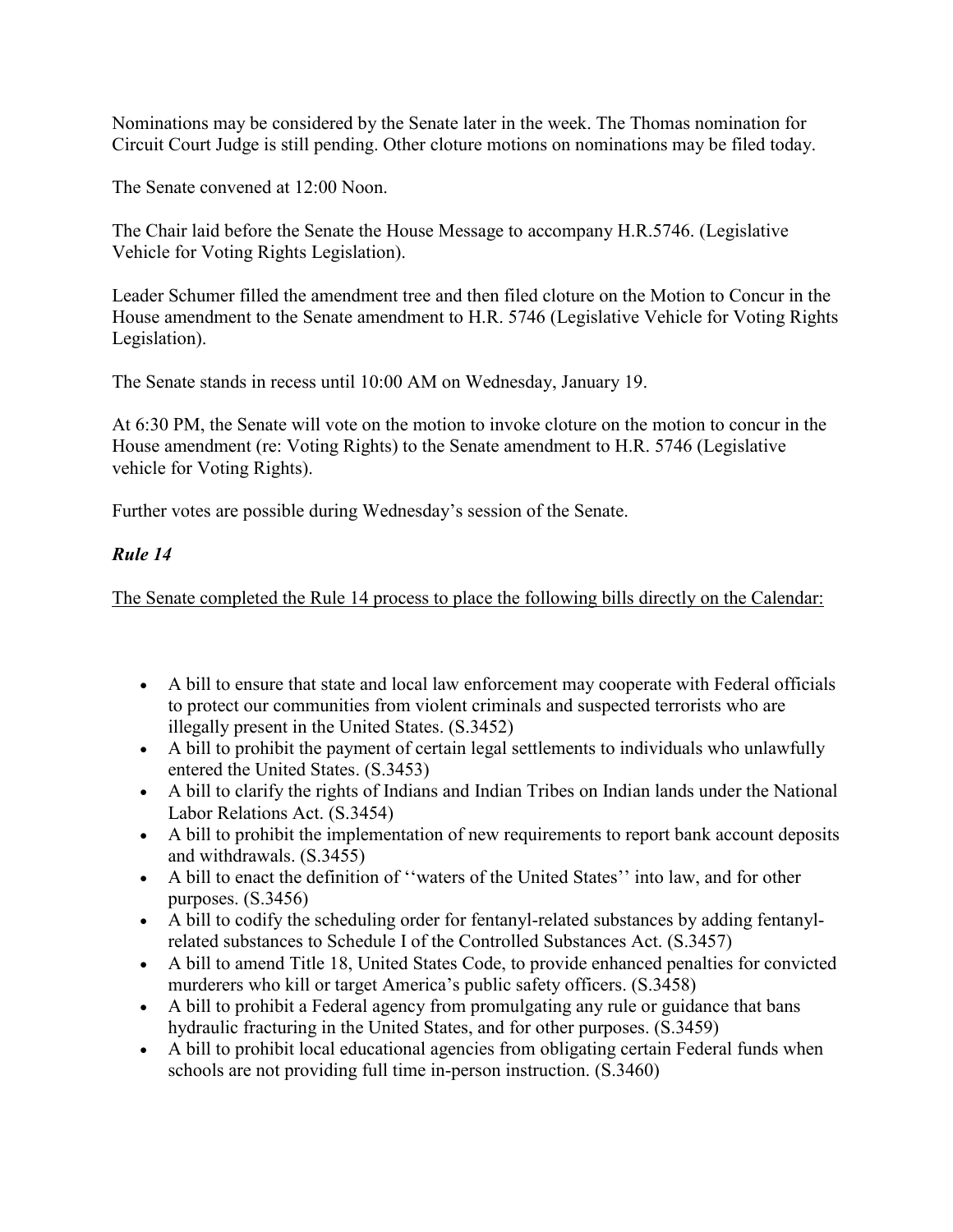Nominations may be considered by the Senate later in the week. The Thomas nomination for Circuit Court Judge is still pending. Other cloture motions on nominations may be filed today.

The Senate convened at 12:00 Noon.

The Chair laid before the Senate the House Message to accompany H.R.5746. (Legislative Vehicle for Voting Rights Legislation).

Leader Schumer filled the amendment tree and then filed cloture on the Motion to Concur in the House amendment to the Senate amendment to H.R. 5746 (Legislative Vehicle for Voting Rights Legislation).

The Senate stands in recess until 10:00 AM on Wednesday, January 19.

At 6:30 PM, the Senate will vote on the motion to invoke cloture on the motion to concur in the House amendment (re: Voting Rights) to the Senate amendment to H.R. 5746 (Legislative vehicle for Voting Rights).

Further votes are possible during Wednesday's session of the Senate.

***Rule 14***

<u>The Senate completed the Rule 14 process to place the following bills directly on the Calendar:</u>

- A bill to ensure that state and local law enforcement may cooperate with Federal officials to protect our communities from violent criminals and suspected terrorists who are illegally present in the United States. (S.3452)
- A bill to prohibit the payment of certain legal settlements to individuals who unlawfully entered the United States. (S.3453)
- A bill to clarify the rights of Indians and Indian Tribes on Indian lands under the National Labor Relations Act. (S.3454)
- A bill to prohibit the implementation of new requirements to report bank account deposits and withdrawals. (S.3455)
- A bill to enact the definition of ''waters of the United States'' into law, and for other purposes. (S.3456)
- A bill to codify the scheduling order for fentanyl-related substances by adding fentanyl-related substances to Schedule I of the Controlled Substances Act. (S.3457)
- A bill to amend Title 18, United States Code, to provide enhanced penalties for convicted murderers who kill or target America's public safety officers. (S.3458)
- A bill to prohibit a Federal agency from promulgating any rule or guidance that bans hydraulic fracturing in the United States, and for other purposes. (S.3459)
- A bill to prohibit local educational agencies from obligating certain Federal funds when schools are not providing full time in-person instruction. (S.3460)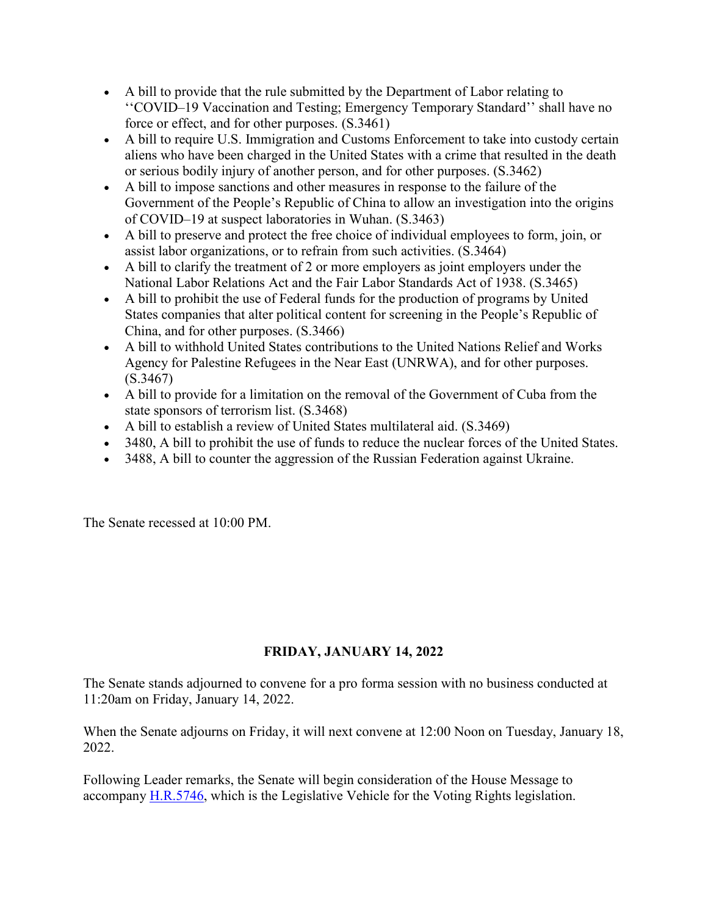- A bill to provide that the rule submitted by the Department of Labor relating to ''COVID–19 Vaccination and Testing; Emergency Temporary Standard'' shall have no force or effect, and for other purposes. (S.3461)
- A bill to require U.S. Immigration and Customs Enforcement to take into custody certain aliens who have been charged in the United States with a crime that resulted in the death or serious bodily injury of another person, and for other purposes. (S.3462)
- A bill to impose sanctions and other measures in response to the failure of the Government of the People's Republic of China to allow an investigation into the origins of COVID–19 at suspect laboratories in Wuhan. (S.3463)
- A bill to preserve and protect the free choice of individual employees to form, join, or assist labor organizations, or to refrain from such activities. (S.3464)
- A bill to clarify the treatment of 2 or more employers as joint employers under the National Labor Relations Act and the Fair Labor Standards Act of 1938. (S.3465)
- A bill to prohibit the use of Federal funds for the production of programs by United States companies that alter political content for screening in the People's Republic of China, and for other purposes. (S.3466)
- A bill to withhold United States contributions to the United Nations Relief and Works Agency for Palestine Refugees in the Near East (UNRWA), and for other purposes. (S.3467)
- A bill to provide for a limitation on the removal of the Government of Cuba from the state sponsors of terrorism list. (S.3468)
- A bill to establish a review of United States multilateral aid. (S.3469)
- 3480, A bill to prohibit the use of funds to reduce the nuclear forces of the United States.
- 3488, A bill to counter the aggression of the Russian Federation against Ukraine.

The Senate recessed at 10:00 PM.

**FRIDAY, JANUARY 14, 2022**

The Senate stands adjourned to convene for a pro forma session with no business conducted at 11:20am on Friday, January 14, 2022.

When the Senate adjourns on Friday, it will next convene at 12:00 Noon on Tuesday, January 18, 2022.

Following Leader remarks, the Senate will begin consideration of the House Message to accompany H.R.5746, which is the Legislative Vehicle for the Voting Rights legislation.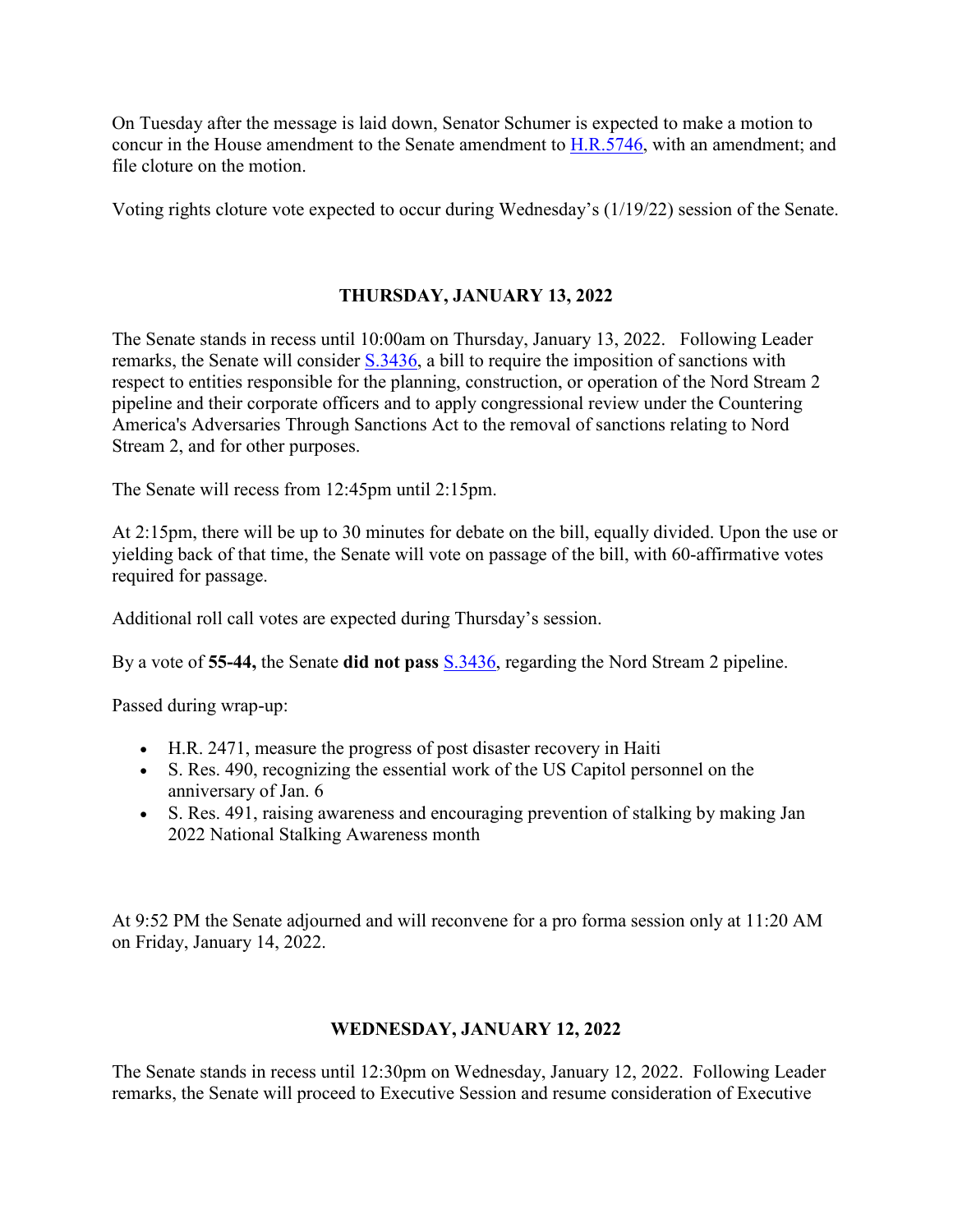On Tuesday after the message is laid down, Senator Schumer is expected to make a motion to concur in the House amendment to the Senate amendment to H.R.5746, with an amendment; and file cloture on the motion.

Voting rights cloture vote expected to occur during Wednesday's (1/19/22) session of the Senate.

## THURSDAY, JANUARY 13, 2022

The Senate stands in recess until 10:00am on Thursday, January 13, 2022. Following Leader remarks, the Senate will consider S.3436, a bill to require the imposition of sanctions with respect to entities responsible for the planning, construction, or operation of the Nord Stream 2 pipeline and their corporate officers and to apply congressional review under the Countering America's Adversaries Through Sanctions Act to the removal of sanctions relating to Nord Stream 2, and for other purposes.

The Senate will recess from 12:45pm until 2:15pm.

At 2:15pm, there will be up to 30 minutes for debate on the bill, equally divided. Upon the use or yielding back of that time, the Senate will vote on passage of the bill, with 60-affirmative votes required for passage.

Additional roll call votes are expected during Thursday's session.

By a vote of **55-44,** the Senate **did not pass** S.3436, regarding the Nord Stream 2 pipeline.

Passed during wrap-up:

- H.R. 2471, measure the progress of post disaster recovery in Haiti
- S. Res. 490, recognizing the essential work of the US Capitol personnel on the anniversary of Jan. 6
- S. Res. 491, raising awareness and encouraging prevention of stalking by making Jan 2022 National Stalking Awareness month

At 9:52 PM the Senate adjourned and will reconvene for a pro forma session only at 11:20 AM on Friday, January 14, 2022.

## WEDNESDAY, JANUARY 12, 2022

The Senate stands in recess until 12:30pm on Wednesday, January 12, 2022. Following Leader remarks, the Senate will proceed to Executive Session and resume consideration of Executive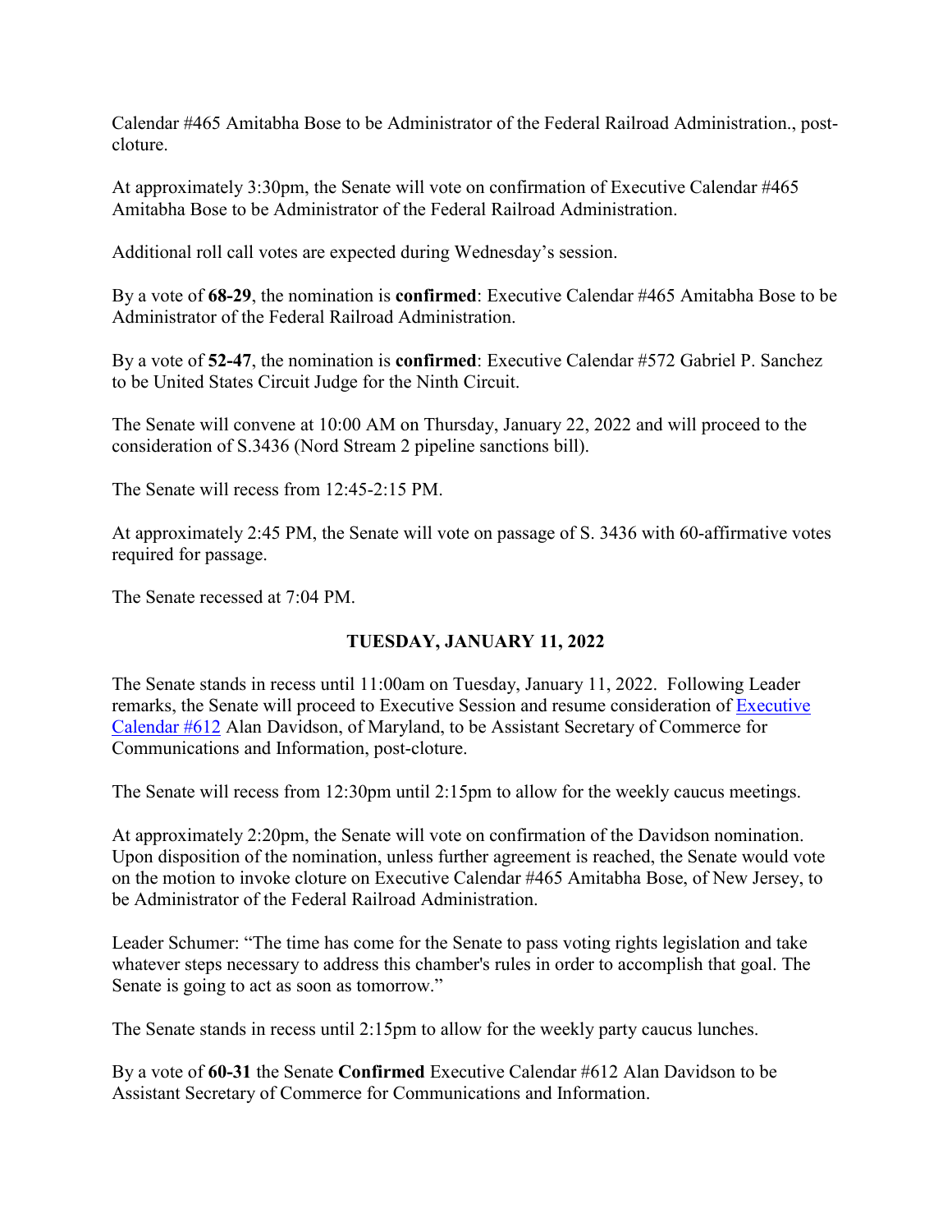Calendar #465 Amitabha Bose to be Administrator of the Federal Railroad Administration., post-cloture.

At approximately 3:30pm, the Senate will vote on confirmation of Executive Calendar #465 Amitabha Bose to be Administrator of the Federal Railroad Administration.

Additional roll call votes are expected during Wednesday's session.

By a vote of **68-29**, the nomination is **confirmed**: Executive Calendar #465 Amitabha Bose to be Administrator of the Federal Railroad Administration.

By a vote of **52-47**, the nomination is **confirmed**: Executive Calendar #572 Gabriel P. Sanchez to be United States Circuit Judge for the Ninth Circuit.

The Senate will convene at 10:00 AM on Thursday, January 22, 2022 and will proceed to the consideration of S.3436 (Nord Stream 2 pipeline sanctions bill).

The Senate will recess from 12:45-2:15 PM.

At approximately 2:45 PM, the Senate will vote on passage of S. 3436 with 60-affirmative votes required for passage.

The Senate recessed at 7:04 PM.

## TUESDAY, JANUARY 11, 2022

The Senate stands in recess until 11:00am on Tuesday, January 11, 2022. Following Leader remarks, the Senate will proceed to Executive Session and resume consideration of Executive Calendar #612 Alan Davidson, of Maryland, to be Assistant Secretary of Commerce for Communications and Information, post-cloture.

The Senate will recess from 12:30pm until 2:15pm to allow for the weekly caucus meetings.

At approximately 2:20pm, the Senate will vote on confirmation of the Davidson nomination. Upon disposition of the nomination, unless further agreement is reached, the Senate would vote on the motion to invoke cloture on Executive Calendar #465 Amitabha Bose, of New Jersey, to be Administrator of the Federal Railroad Administration.

Leader Schumer: "The time has come for the Senate to pass voting rights legislation and take whatever steps necessary to address this chamber's rules in order to accomplish that goal. The Senate is going to act as soon as tomorrow."

The Senate stands in recess until 2:15pm to allow for the weekly party caucus lunches.

By a vote of **60-31** the Senate **Confirmed** Executive Calendar #612 Alan Davidson to be Assistant Secretary of Commerce for Communications and Information.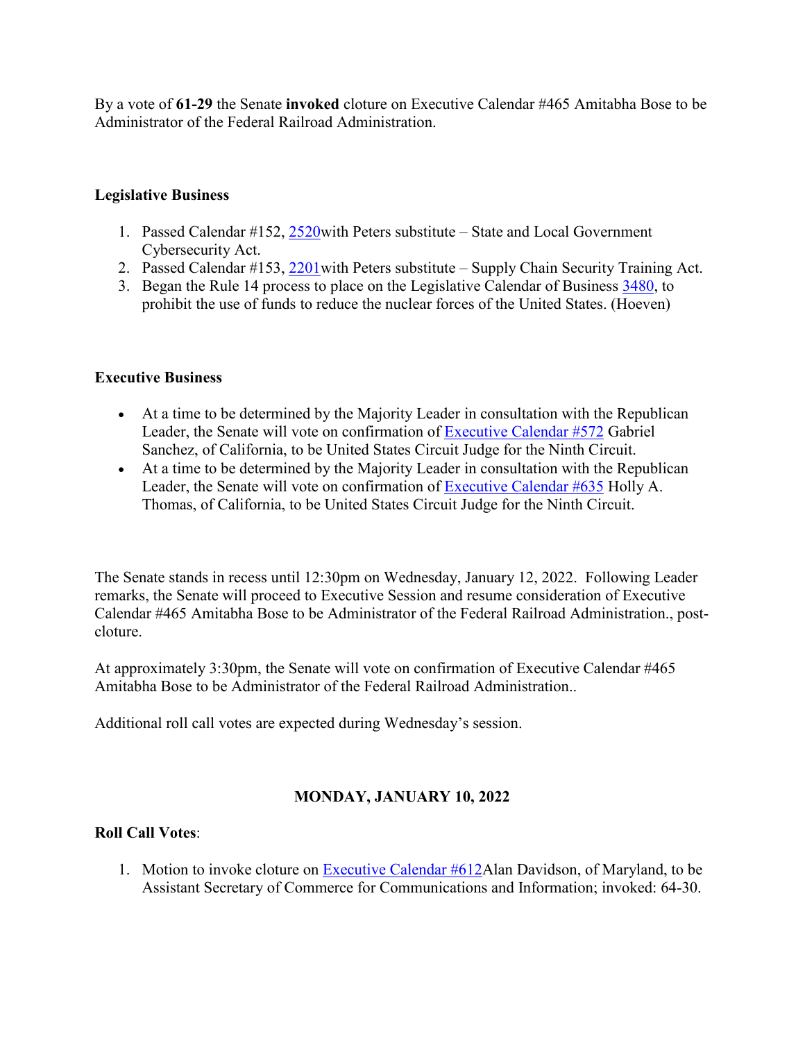By a vote of **61-29** the Senate **invoked** cloture on Executive Calendar #465 Amitabha Bose to be Administrator of the Federal Railroad Administration.

**Legislative Business**

1. Passed Calendar #152, 2520with Peters substitute – State and Local Government Cybersecurity Act.
2. Passed Calendar #153, 2201with Peters substitute – Supply Chain Security Training Act.
3. Began the Rule 14 process to place on the Legislative Calendar of Business 3480, to prohibit the use of funds to reduce the nuclear forces of the United States. (Hoeven)

**Executive Business**

- At a time to be determined by the Majority Leader in consultation with the Republican Leader, the Senate will vote on confirmation of Executive Calendar #572 Gabriel Sanchez, of California, to be United States Circuit Judge for the Ninth Circuit.
- At a time to be determined by the Majority Leader in consultation with the Republican Leader, the Senate will vote on confirmation of Executive Calendar #635 Holly A. Thomas, of California, to be United States Circuit Judge for the Ninth Circuit.

The Senate stands in recess until 12:30pm on Wednesday, January 12, 2022. Following Leader remarks, the Senate will proceed to Executive Session and resume consideration of Executive Calendar #465 Amitabha Bose to be Administrator of the Federal Railroad Administration., post-cloture.

At approximately 3:30pm, the Senate will vote on confirmation of Executive Calendar #465 Amitabha Bose to be Administrator of the Federal Railroad Administration..

Additional roll call votes are expected during Wednesday's session.

**MONDAY, JANUARY 10, 2022**

**Roll Call Votes**:

1. Motion to invoke cloture on Executive Calendar #612Alan Davidson, of Maryland, to be Assistant Secretary of Commerce for Communications and Information; invoked: 64-30.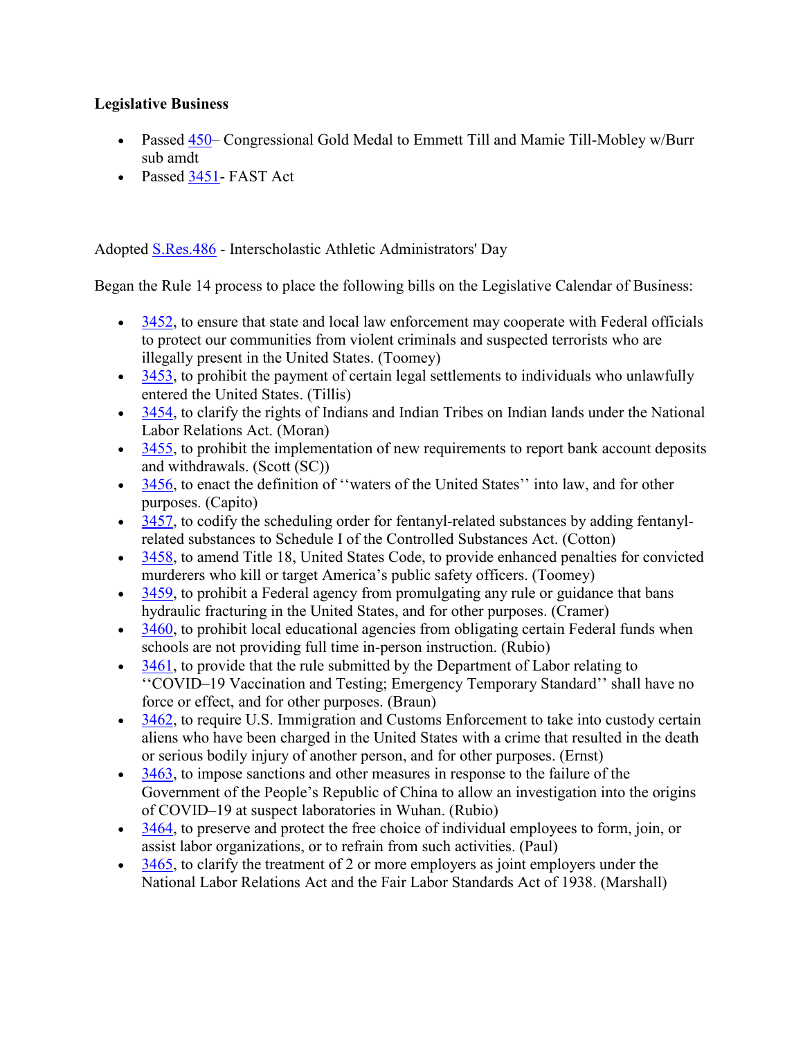**Legislative Business**

- Passed 450– Congressional Gold Medal to Emmett Till and Mamie Till-Mobley w/Burr sub amdt
- Passed 3451- FAST Act

Adopted S.Res.486 - Interscholastic Athletic Administrators' Day

Began the Rule 14 process to place the following bills on the Legislative Calendar of Business:

- 3452, to ensure that state and local law enforcement may cooperate with Federal officials to protect our communities from violent criminals and suspected terrorists who are illegally present in the United States. (Toomey)
- 3453, to prohibit the payment of certain legal settlements to individuals who unlawfully entered the United States. (Tillis)
- 3454, to clarify the rights of Indians and Indian Tribes on Indian lands under the National Labor Relations Act. (Moran)
- 3455, to prohibit the implementation of new requirements to report bank account deposits and withdrawals. (Scott (SC))
- 3456, to enact the definition of ''waters of the United States'' into law, and for other purposes. (Capito)
- 3457, to codify the scheduling order for fentanyl-related substances by adding fentanyl-related substances to Schedule I of the Controlled Substances Act. (Cotton)
- 3458, to amend Title 18, United States Code, to provide enhanced penalties for convicted murderers who kill or target America's public safety officers. (Toomey)
- 3459, to prohibit a Federal agency from promulgating any rule or guidance that bans hydraulic fracturing in the United States, and for other purposes. (Cramer)
- 3460, to prohibit local educational agencies from obligating certain Federal funds when schools are not providing full time in-person instruction. (Rubio)
- 3461, to provide that the rule submitted by the Department of Labor relating to ''COVID–19 Vaccination and Testing; Emergency Temporary Standard'' shall have no force or effect, and for other purposes. (Braun)
- 3462, to require U.S. Immigration and Customs Enforcement to take into custody certain aliens who have been charged in the United States with a crime that resulted in the death or serious bodily injury of another person, and for other purposes. (Ernst)
- 3463, to impose sanctions and other measures in response to the failure of the Government of the People's Republic of China to allow an investigation into the origins of COVID–19 at suspect laboratories in Wuhan. (Rubio)
- 3464, to preserve and protect the free choice of individual employees to form, join, or assist labor organizations, or to refrain from such activities. (Paul)
- 3465, to clarify the treatment of 2 or more employers as joint employers under the National Labor Relations Act and the Fair Labor Standards Act of 1938. (Marshall)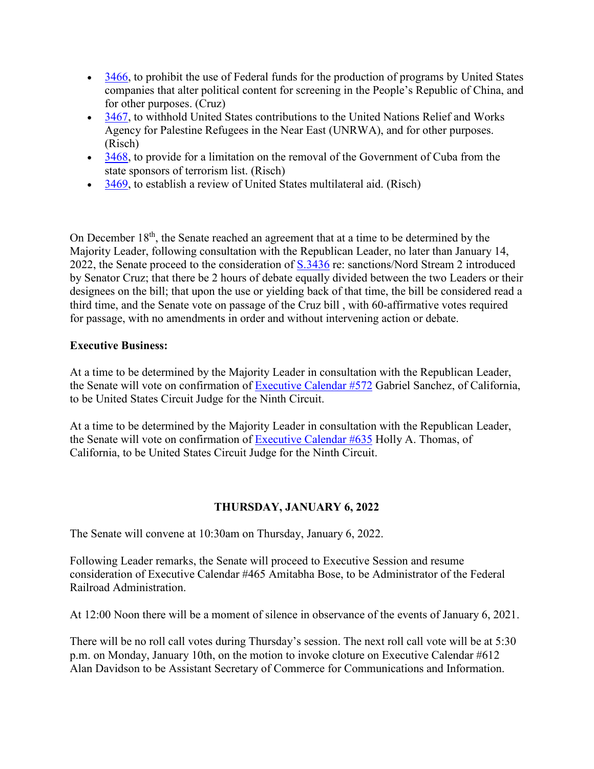- 3466, to prohibit the use of Federal funds for the production of programs by United States companies that alter political content for screening in the People's Republic of China, and for other purposes. (Cruz)
- 3467, to withhold United States contributions to the United Nations Relief and Works Agency for Palestine Refugees in the Near East (UNRWA), and for other purposes. (Risch)
- 3468, to provide for a limitation on the removal of the Government of Cuba from the state sponsors of terrorism list. (Risch)
- 3469, to establish a review of United States multilateral aid. (Risch)

On December 18th, the Senate reached an agreement that at a time to be determined by the Majority Leader, following consultation with the Republican Leader, no later than January 14, 2022, the Senate proceed to the consideration of S.3436 re: sanctions/Nord Stream 2 introduced by Senator Cruz; that there be 2 hours of debate equally divided between the two Leaders or their designees on the bill; that upon the use or yielding back of that time, the bill be considered read a third time, and the Senate vote on passage of the Cruz bill , with 60-affirmative votes required for passage, with no amendments in order and without intervening action or debate.

**Executive Business:**

At a time to be determined by the Majority Leader in consultation with the Republican Leader, the Senate will vote on confirmation of Executive Calendar #572 Gabriel Sanchez, of California, to be United States Circuit Judge for the Ninth Circuit.

At a time to be determined by the Majority Leader in consultation with the Republican Leader, the Senate will vote on confirmation of Executive Calendar #635 Holly A. Thomas, of California, to be United States Circuit Judge for the Ninth Circuit.

**THURSDAY, JANUARY 6, 2022**

The Senate will convene at 10:30am on Thursday, January 6, 2022.

Following Leader remarks, the Senate will proceed to Executive Session and resume consideration of Executive Calendar #465 Amitabha Bose, to be Administrator of the Federal Railroad Administration.

At 12:00 Noon there will be a moment of silence in observance of the events of January 6, 2021.

There will be no roll call votes during Thursday's session. The next roll call vote will be at 5:30 p.m. on Monday, January 10th, on the motion to invoke cloture on Executive Calendar #612 Alan Davidson to be Assistant Secretary of Commerce for Communications and Information.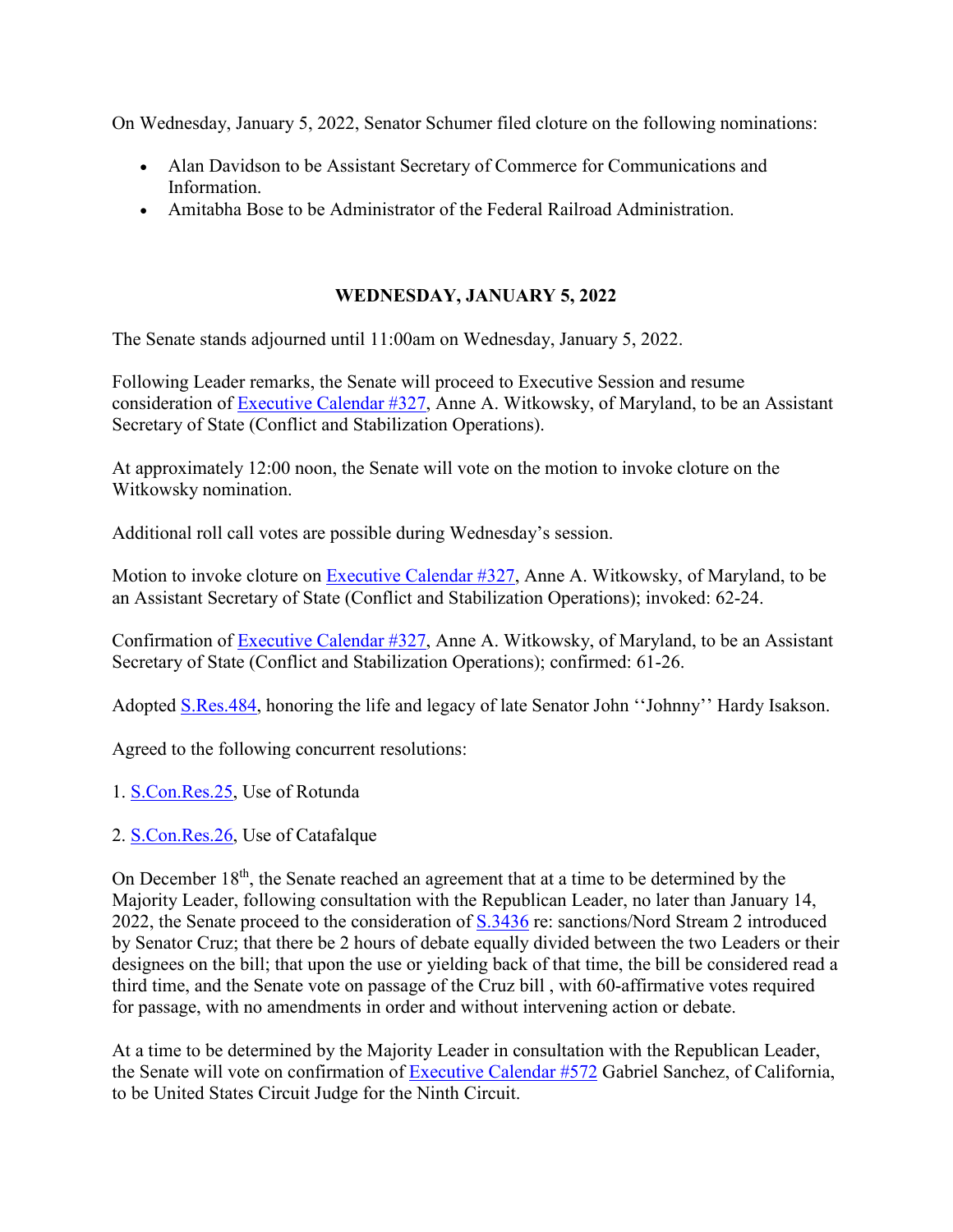On Wednesday, January 5, 2022, Senator Schumer filed cloture on the following nominations:

- Alan Davidson to be Assistant Secretary of Commerce for Communications and Information.
- Amitabha Bose to be Administrator of the Federal Railroad Administration.

**WEDNESDAY, JANUARY 5, 2022**

The Senate stands adjourned until 11:00am on Wednesday, January 5, 2022.

Following Leader remarks, the Senate will proceed to Executive Session and resume consideration of Executive Calendar #327, Anne A. Witkowsky, of Maryland, to be an Assistant Secretary of State (Conflict and Stabilization Operations).

At approximately 12:00 noon, the Senate will vote on the motion to invoke cloture on the Witkowsky nomination.

Additional roll call votes are possible during Wednesday's session.

Motion to invoke cloture on Executive Calendar #327, Anne A. Witkowsky, of Maryland, to be an Assistant Secretary of State (Conflict and Stabilization Operations); invoked: 62-24.

Confirmation of Executive Calendar #327, Anne A. Witkowsky, of Maryland, to be an Assistant Secretary of State (Conflict and Stabilization Operations); confirmed: 61-26.

Adopted S.Res.484, honoring the life and legacy of late Senator John ''Johnny'' Hardy Isakson.

Agreed to the following concurrent resolutions:

1. S.Con.Res.25, Use of Rotunda

2. S.Con.Res.26, Use of Catafalque

On December 18th, the Senate reached an agreement that at a time to be determined by the Majority Leader, following consultation with the Republican Leader, no later than January 14, 2022, the Senate proceed to the consideration of S.3436 re: sanctions/Nord Stream 2 introduced by Senator Cruz; that there be 2 hours of debate equally divided between the two Leaders or their designees on the bill; that upon the use or yielding back of that time, the bill be considered read a third time, and the Senate vote on passage of the Cruz bill , with 60-affirmative votes required for passage, with no amendments in order and without intervening action or debate.

At a time to be determined by the Majority Leader in consultation with the Republican Leader, the Senate will vote on confirmation of Executive Calendar #572 Gabriel Sanchez, of California, to be United States Circuit Judge for the Ninth Circuit.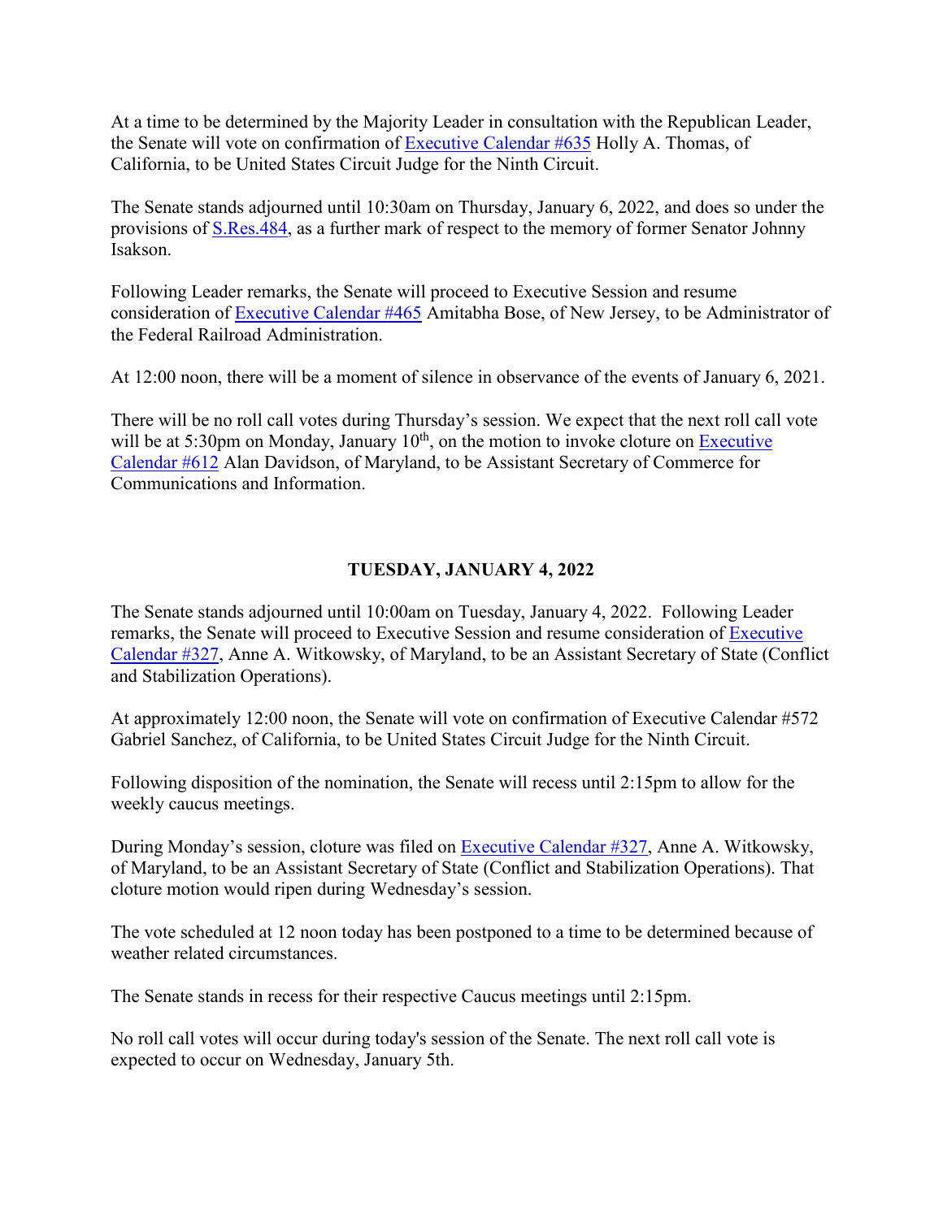At a time to be determined by the Majority Leader in consultation with the Republican Leader, the Senate will vote on confirmation of Executive Calendar #635 Holly A. Thomas, of California, to be United States Circuit Judge for the Ninth Circuit.

The Senate stands adjourned until 10:30am on Thursday, January 6, 2022, and does so under the provisions of S.Res.484, as a further mark of respect to the memory of former Senator Johnny Isakson.

Following Leader remarks, the Senate will proceed to Executive Session and resume consideration of Executive Calendar #465 Amitabha Bose, of New Jersey, to be Administrator of the Federal Railroad Administration.

At 12:00 noon, there will be a moment of silence in observance of the events of January 6, 2021.

There will be no roll call votes during Thursday's session. We expect that the next roll call vote will be at 5:30pm on Monday, January 10th, on the motion to invoke cloture on Executive Calendar #612 Alan Davidson, of Maryland, to be Assistant Secretary of Commerce for Communications and Information.

## TUESDAY, JANUARY 4, 2022

The Senate stands adjourned until 10:00am on Tuesday, January 4, 2022. Following Leader remarks, the Senate will proceed to Executive Session and resume consideration of Executive Calendar #327, Anne A. Witkowsky, of Maryland, to be an Assistant Secretary of State (Conflict and Stabilization Operations).

At approximately 12:00 noon, the Senate will vote on confirmation of Executive Calendar #572 Gabriel Sanchez, of California, to be United States Circuit Judge for the Ninth Circuit.

Following disposition of the nomination, the Senate will recess until 2:15pm to allow for the weekly caucus meetings.

During Monday's session, cloture was filed on Executive Calendar #327, Anne A. Witkowsky, of Maryland, to be an Assistant Secretary of State (Conflict and Stabilization Operations). That cloture motion would ripen during Wednesday's session.

The vote scheduled at 12 noon today has been postponed to a time to be determined because of weather related circumstances.

The Senate stands in recess for their respective Caucus meetings until 2:15pm.

No roll call votes will occur during today's session of the Senate. The next roll call vote is expected to occur on Wednesday, January 5th.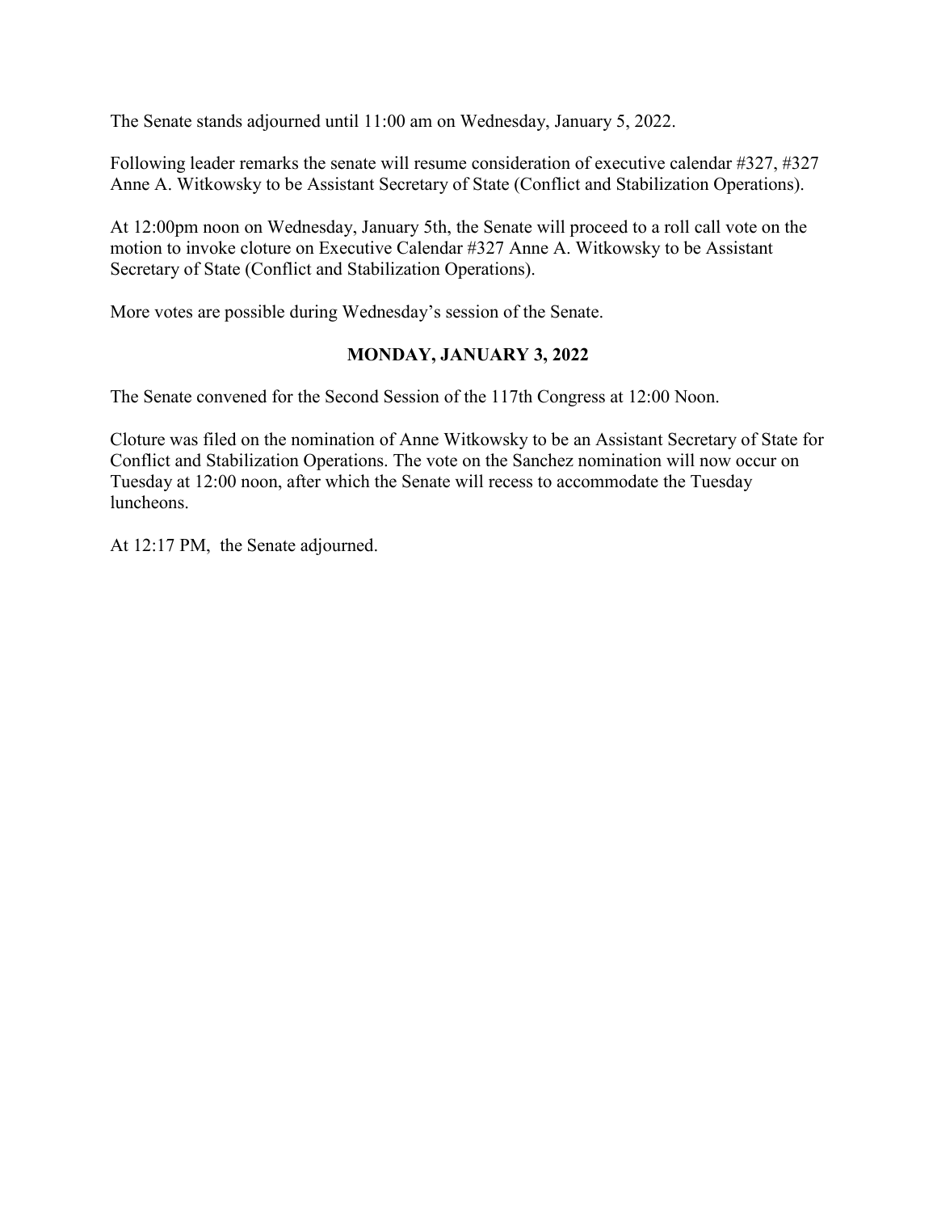The Senate stands adjourned until 11:00 am on Wednesday, January 5, 2022.

Following leader remarks the senate will resume consideration of executive calendar #327, #327 Anne A. Witkowsky to be Assistant Secretary of State (Conflict and Stabilization Operations).

At 12:00pm noon on Wednesday, January 5th, the Senate will proceed to a roll call vote on the motion to invoke cloture on Executive Calendar #327 Anne A. Witkowsky to be Assistant Secretary of State (Conflict and Stabilization Operations).

More votes are possible during Wednesday's session of the Senate.

## MONDAY, JANUARY 3, 2022

The Senate convened for the Second Session of the 117th Congress at 12:00 Noon.

Cloture was filed on the nomination of Anne Witkowsky to be an Assistant Secretary of State for Conflict and Stabilization Operations. The vote on the Sanchez nomination will now occur on Tuesday at 12:00 noon, after which the Senate will recess to accommodate the Tuesday luncheons.

At 12:17 PM, the Senate adjourned.